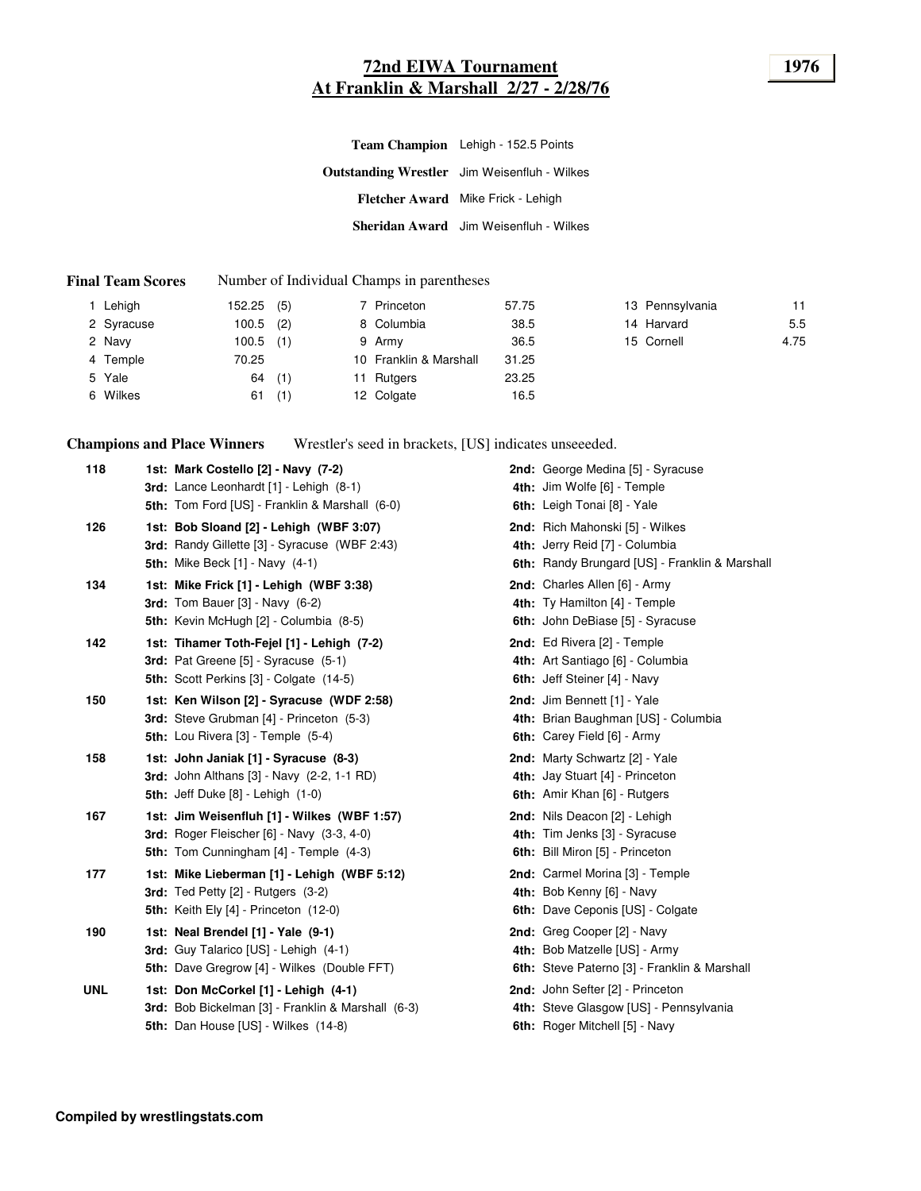# 72nd EIWA Tournament
## At Franklin & Marshall 2/27 - 2/28/76

**1976**

| | |
|---|---|
| **Team Champion** | Lehigh - 152.5 Points |
| **Outstanding Wrestler** | Jim Weisenfluh - Wilkes |
| **Fletcher Award** | Mike Frick - Lehigh |
| **Sheridan Award** | Jim Weisenfluh - Wilkes |

**Final Team Scores** Number of Individual Champs in parentheses

| | | | | | | | |
|---|---|---|---|---|---|---|---|
| 1 Lehigh | 152.25 (5) | 7 Princeton | 57.75 | 13 Pennsylvania | 11 |
| 2 Syracuse | 100.5 (2) | 8 Columbia | 38.5 | 14 Harvard | 5.5 |
| 2 Navy | 100.5 (1) | 9 Army | 36.5 | 15 Cornell | 4.75 |
| 4 Temple | 70.25 | 10 Franklin & Marshall | 31.25 | | |
| 5 Yale | 64 (1) | 11 Rutgers | 23.25 | | |
| 6 Wilkes | 61 (1) | 12 Colgate | 16.5 | | |

**Champions and Place Winners** Wrestler's seed in brackets, [US] indicates unseeeded.

| Weight | | |
|---|---|---|
| 118 | **1st: Mark Costello [2] - Navy (7-2)** | **2nd:** George Medina [5] - Syracuse |
| | **3rd:** Lance Leonhardt [1] - Lehigh (8-1) | **4th:** Jim Wolfe [6] - Temple |
| | **5th:** Tom Ford [US] - Franklin & Marshall (6-0) | **6th:** Leigh Tonai [8] - Yale |
| 126 | **1st: Bob Sloand [2] - Lehigh (WBF 3:07)** | **2nd:** Rich Mahonski [5] - Wilkes |
| | **3rd:** Randy Gillette [3] - Syracuse (WBF 2:43) | **4th:** Jerry Reid [7] - Columbia |
| | **5th:** Mike Beck [1] - Navy (4-1) | **6th:** Randy Brungard [US] - Franklin & Marshall |
| 134 | **1st: Mike Frick [1] - Lehigh (WBF 3:38)** | **2nd:** Charles Allen [6] - Army |
| | **3rd:** Tom Bauer [3] - Navy (6-2) | **4th:** Ty Hamilton [4] - Temple |
| | **5th:** Kevin McHugh [2] - Columbia (8-5) | **6th:** John DeBiase [5] - Syracuse |
| 142 | **1st: Tihamer Toth-Fejel [1] - Lehigh (7-2)** | **2nd:** Ed Rivera [2] - Temple |
| | **3rd:** Pat Greene [5] - Syracuse (5-1) | **4th:** Art Santiago [6] - Columbia |
| | **5th:** Scott Perkins [3] - Colgate (14-5) | **6th:** Jeff Steiner [4] - Navy |
| 150 | **1st: Ken Wilson [2] - Syracuse (WDF 2:58)** | **2nd:** Jim Bennett [1] - Yale |
| | **3rd:** Steve Grubman [4] - Princeton (5-3) | **4th:** Brian Baughman [US] - Columbia |
| | **5th:** Lou Rivera [3] - Temple (5-4) | **6th:** Carey Field [6] - Army |
| 158 | **1st: John Janiak [1] - Syracuse (8-3)** | **2nd:** Marty Schwartz [2] - Yale |
| | **3rd:** John Althans [3] - Navy (2-2, 1-1 RD) | **4th:** Jay Stuart [4] - Princeton |
| | **5th:** Jeff Duke [8] - Lehigh (1-0) | **6th:** Amir Khan [6] - Rutgers |
| 167 | **1st: Jim Weisenfluh [1] - Wilkes (WBF 1:57)** | **2nd:** Nils Deacon [2] - Lehigh |
| | **3rd:** Roger Fleischer [6] - Navy (3-3, 4-0) | **4th:** Tim Jenks [3] - Syracuse |
| | **5th:** Tom Cunningham [4] - Temple (4-3) | **6th:** Bill Miron [5] - Princeton |
| 177 | **1st: Mike Lieberman [1] - Lehigh (WBF 5:12)** | **2nd:** Carmel Morina [3] - Temple |
| | **3rd:** Ted Petty [2] - Rutgers (3-2) | **4th:** Bob Kenny [6] - Navy |
| | **5th:** Keith Ely [4] - Princeton (12-0) | **6th:** Dave Ceponis [US] - Colgate |
| 190 | **1st: Neal Brendel [1] - Yale (9-1)** | **2nd:** Greg Cooper [2] - Navy |
| | **3rd:** Guy Talarico [US] - Lehigh (4-1) | **4th:** Bob Matzelle [US] - Army |
| | **5th:** Dave Gregrow [4] - Wilkes (Double FFT) | **6th:** Steve Paterno [3] - Franklin & Marshall |
| UNL | **1st: Don McCorkel [1] - Lehigh (4-1)** | **2nd:** John Sefter [2] - Princeton |
| | **3rd:** Bob Bickelman [3] - Franklin & Marshall (6-3) | **4th:** Steve Glasgow [US] - Pennsylvania |
| | **5th:** Dan House [US] - Wilkes (14-8) | **6th:** Roger Mitchell [5] - Navy |

**Compiled by wrestlingstats.com**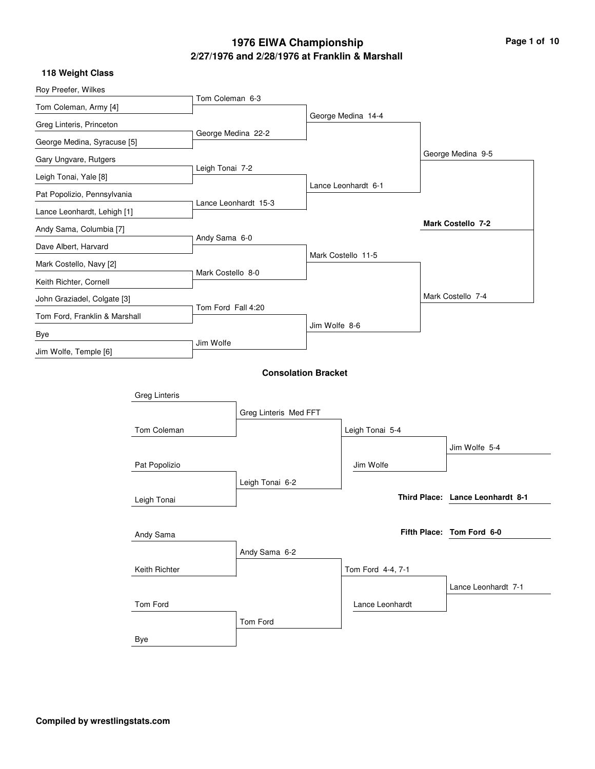# 1976 EIWA Championship

## 2/27/1976 and 2/28/1976 at Franklin & Marshall

### 118 Weight Class

**Championship Bracket**

| First Round | Quarterfinals | Semifinals | Finals |
|---|---|---|---|
| Roy Preefer, Wilkes | | | |
| Tom Coleman, Army [4] | Tom Coleman 6-3 | | |
| Greg Linteris, Princeton | | George Medina 14-4 | |
| George Medina, Syracuse [5] | George Medina 22-2 | | |
| Gary Ungvare, Rutgers | | | George Medina 9-5 |
| Leigh Tonai, Yale [8] | Leigh Tonai 7-2 | | |
| Pat Popolizio, Pennsylvania | | Lance Leonhardt 6-1 | |
| Lance Leonhardt, Lehigh [1] | Lance Leonhardt 15-3 | | |
| Andy Sama, Columbia [7] | | | **Mark Costello 7-2** |
| Dave Albert, Harvard | Andy Sama 6-0 | | |
| Mark Costello, Navy [2] | | Mark Costello 11-5 | |
| Keith Richter, Cornell | Mark Costello 8-0 | | |
| John Graziadel, Colgate [3] | | | Mark Costello 7-4 |
| Tom Ford, Franklin & Marshall | Tom Ford Fall 4:20 | | |
| Bye | | Jim Wolfe 8-6 | |
| Jim Wolfe, Temple [6] | Jim Wolfe | | |

**Consolation Bracket**

| First Round | Second Round | Third Round | Final |
|---|---|---|---|
| Greg Linteris | | | |
| Tom Coleman | Greg Linteris Med FFT | | |
| | | Leigh Tonai 5-4 | |
| | | Jim Wolfe | Jim Wolfe 5-4 |
| Pat Popolizio | | | |
| Leigh Tonai | Leigh Tonai 6-2 | | |
| Andy Sama | | | |
| Keith Richter | Andy Sama 6-2 | | |
| | | Tom Ford 4-4, 7-1 | |
| | | Lance Leonhardt | Lance Leonhardt 7-1 |
| Tom Ford | | | |
| Bye | Tom Ford | | |

**Third Place:** Lance Leonhardt 8-1

**Fifth Place:** Tom Ford 6-0

**Compiled by wrestlingstats.com**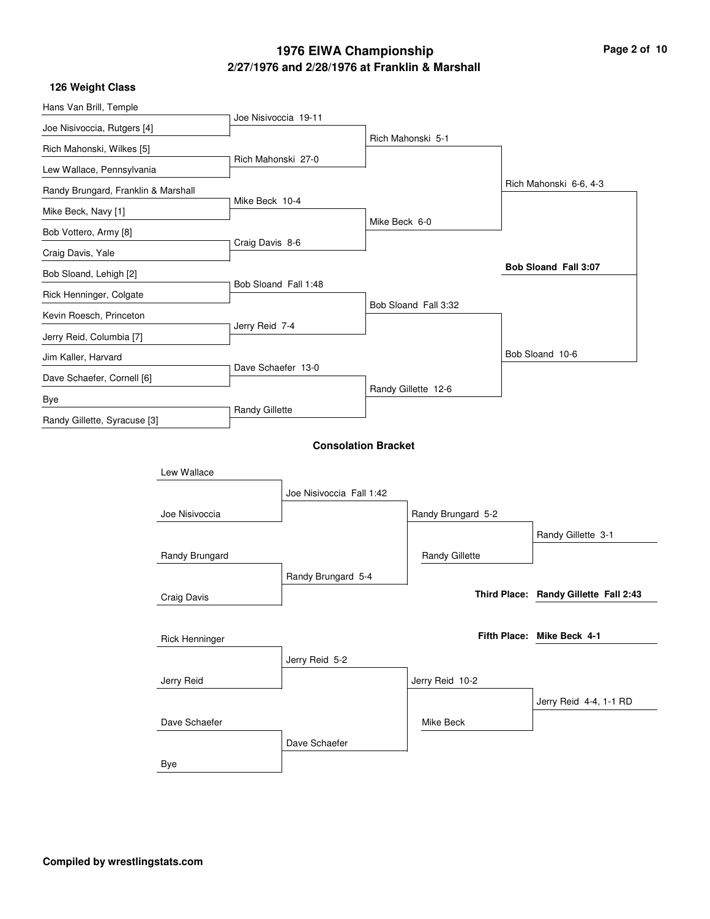# 1976 EIWA Championship

## 2/27/1976 and 2/28/1976 at Franklin & Marshall

### 126 Weight Class

#### Championship Bracket

**First Round**

| Wrestler 1 | Wrestler 2 | Winner / Result |
| --- | --- | --- |
| Hans Van Brill, Temple | Joe Nisivoccia, Rutgers [4] | Joe Nisivoccia 19-11 |
| Rich Mahonski, Wilkes [5] | Lew Wallace, Pennsylvania | Rich Mahonski 27-0 |
| Randy Brungard, Franklin & Marshall | Mike Beck, Navy [1] | Mike Beck 10-4 |
| Bob Vottero, Army [8] | Craig Davis, Yale | Craig Davis 8-6 |
| Bob Sloand, Lehigh [2] | Rick Henninger, Colgate | Bob Sloand Fall 1:48 |
| Kevin Roesch, Princeton | Jerry Reid, Columbia [7] | Jerry Reid 7-4 |
| Jim Kaller, Harvard | Dave Schaefer, Cornell [6] | Dave Schaefer 13-0 |
| Bye | Randy Gillette, Syracuse [3] | Randy Gillette |

**Quarterfinals**

- Rich Mahonski 5-1
- Mike Beck 6-0
- Bob Sloand Fall 3:32
- Randy Gillette 12-6

**Semifinals**

- Rich Mahonski 6-6, 4-3
- Bob Sloand 10-6

**Final**

- **Bob Sloand Fall 3:07**

#### Consolation Bracket

**First Round**

| Wrestler 1 | Wrestler 2 | Winner / Result |
| --- | --- | --- |
| Lew Wallace | Joe Nisivoccia | Joe Nisivoccia Fall 1:42 |
| Randy Brungard | Craig Davis | Randy Brungard 5-4 |
| Rick Henninger | Jerry Reid | Jerry Reid 5-2 |
| Dave Schaefer | Bye | Dave Schaefer |

**Second Round**

- Randy Brungard 5-2
- Jerry Reid 10-2

**Third Round**

- Randy Brungard vs. Randy Gillette: Randy Gillette 3-1
- Jerry Reid vs. Mike Beck: Jerry Reid 4-4, 1-1 RD

**Third Place:** **Randy Gillette Fall 2:43**

**Fifth Place:** **Mike Beck 4-1**

**Compiled by wrestlingstats.com**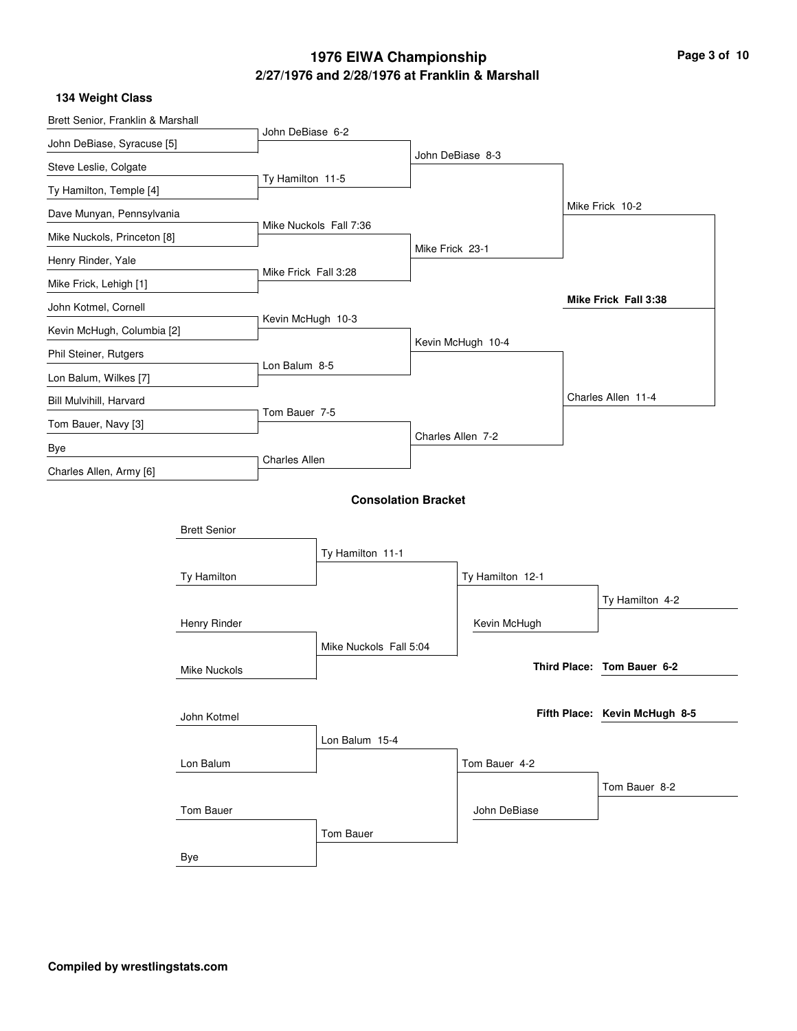# 1976 EIWA Championship

## 2/27/1976 and 2/28/1976 at Franklin & Marshall

### 134 Weight Class

**Championship Bracket**

| First Round | Quarterfinals | Semifinals | Finals |
|---|---|---|---|
| Brett Senior, Franklin & Marshall | | | |
| | John DeBiase 6-2 | | |
| John DeBiase, Syracuse [5] | | | |
| | | John DeBiase 8-3 | |
| Steve Leslie, Colgate | | | |
| | Ty Hamilton 11-5 | | |
| Ty Hamilton, Temple [4] | | | |
| | | | Mike Frick 10-2 |
| Dave Munyan, Pennsylvania | | | |
| | Mike Nuckols Fall 7:36 | | |
| Mike Nuckols, Princeton [8] | | | |
| | | Mike Frick 23-1 | |
| Henry Rinder, Yale | | | |
| | Mike Frick Fall 3:28 | | |
| Mike Frick, Lehigh [1] | | | |
| | | | **Mike Frick Fall 3:38** |
| John Kotmel, Cornell | | | |
| | Kevin McHugh 10-3 | | |
| Kevin McHugh, Columbia [2] | | | |
| | | Kevin McHugh 10-4 | |
| Phil Steiner, Rutgers | | | |
| | Lon Balum 8-5 | | |
| Lon Balum, Wilkes [7] | | | |
| | | | Charles Allen 11-4 |
| Bill Mulvihill, Harvard | | | |
| | Tom Bauer 7-5 | | |
| Tom Bauer, Navy [3] | | | |
| | | Charles Allen 7-2 | |
| Bye | | | |
| | Charles Allen | | |
| Charles Allen, Army [6] | | | |

### Consolation Bracket

| Round 1 | Round 2 | Round 3 | Consolation Final |
|---|---|---|---|
| Brett Senior | | | |
| | Ty Hamilton 11-1 | | |
| Ty Hamilton | | | |
| | | Ty Hamilton 12-1 | |
| | | | Ty Hamilton 4-2 |
| Henry Rinder | | Kevin McHugh | |
| | Mike Nuckols Fall 5:04 | | |
| Mike Nuckols | | | |
| John Kotmel | | | |
| | Lon Balum 15-4 | | |
| Lon Balum | | | |
| | | Tom Bauer 4-2 | |
| | | | Tom Bauer 8-2 |
| Tom Bauer | | John DeBiase | |
| | Tom Bauer | | |
| Bye | | | |

**Third Place:** **Tom Bauer 6-2**

**Fifth Place:** **Kevin McHugh 8-5**

**Compiled by wrestlingstats.com**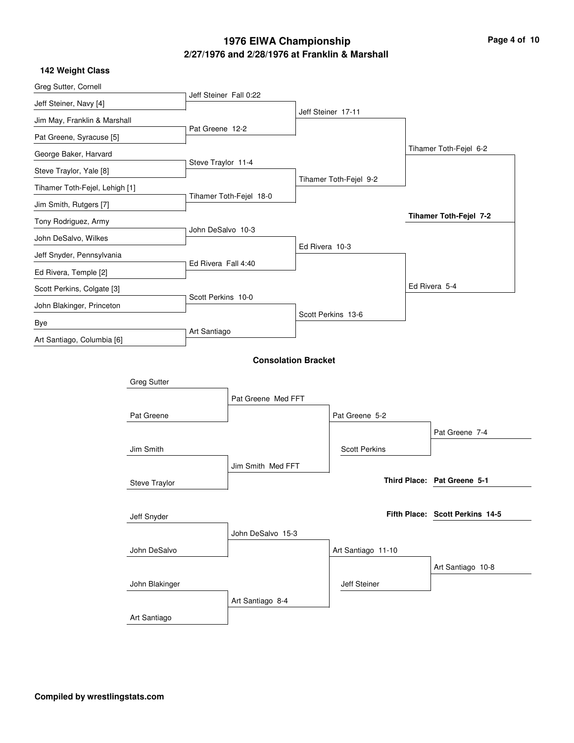# 1976 EIWA Championship

## 2/27/1976 and 2/28/1976 at Franklin & Marshall

### 142 Weight Class

**First Round**

- Greg Sutter, Cornell vs. Jeff Steiner, Navy [4] — Jeff Steiner Fall 0:22
- Jim May, Franklin & Marshall vs. Pat Greene, Syracuse [5] — Pat Greene 12-2
- George Baker, Harvard vs. Steve Traylor, Yale [8] — Steve Traylor 11-4
- Tihamer Toth-Fejel, Lehigh [1] vs. Jim Smith, Rutgers [7] — Tihamer Toth-Fejel 18-0
- Tony Rodriguez, Army vs. John DeSalvo, Wilkes — John DeSalvo 10-3
- Jeff Snyder, Pennsylvania vs. Ed Rivera, Temple [2] — Ed Rivera Fall 4:40
- Scott Perkins, Colgate [3] vs. John Blakinger, Princeton — Scott Perkins 10-0
- Bye vs. Art Santiago, Columbia [6] — Art Santiago

**Quarterfinals**

- Jeff Steiner 17-11
- Tihamer Toth-Fejel 9-2
- Ed Rivera 10-3
- Scott Perkins 13-6

**Semifinals**

- Tihamer Toth-Fejel 6-2
- Ed Rivera 5-4

**Final**

- **Tihamer Toth-Fejel 7-2**

### Consolation Bracket

- Greg Sutter vs. Pat Greene — Pat Greene Med FFT
- Jim Smith vs. Steve Traylor — Jim Smith Med FFT
- Pat Greene 5-2
- Scott Perkins
- Pat Greene 7-4
- Jeff Snyder vs. John DeSalvo — John DeSalvo 15-3
- John Blakinger vs. Art Santiago — Art Santiago 8-4
- Art Santiago 11-10
- Jeff Steiner
- Art Santiago 10-8

**Third Place: Pat Greene 5-1**

**Fifth Place: Scott Perkins 14-5**

**Compiled by wrestlingstats.com**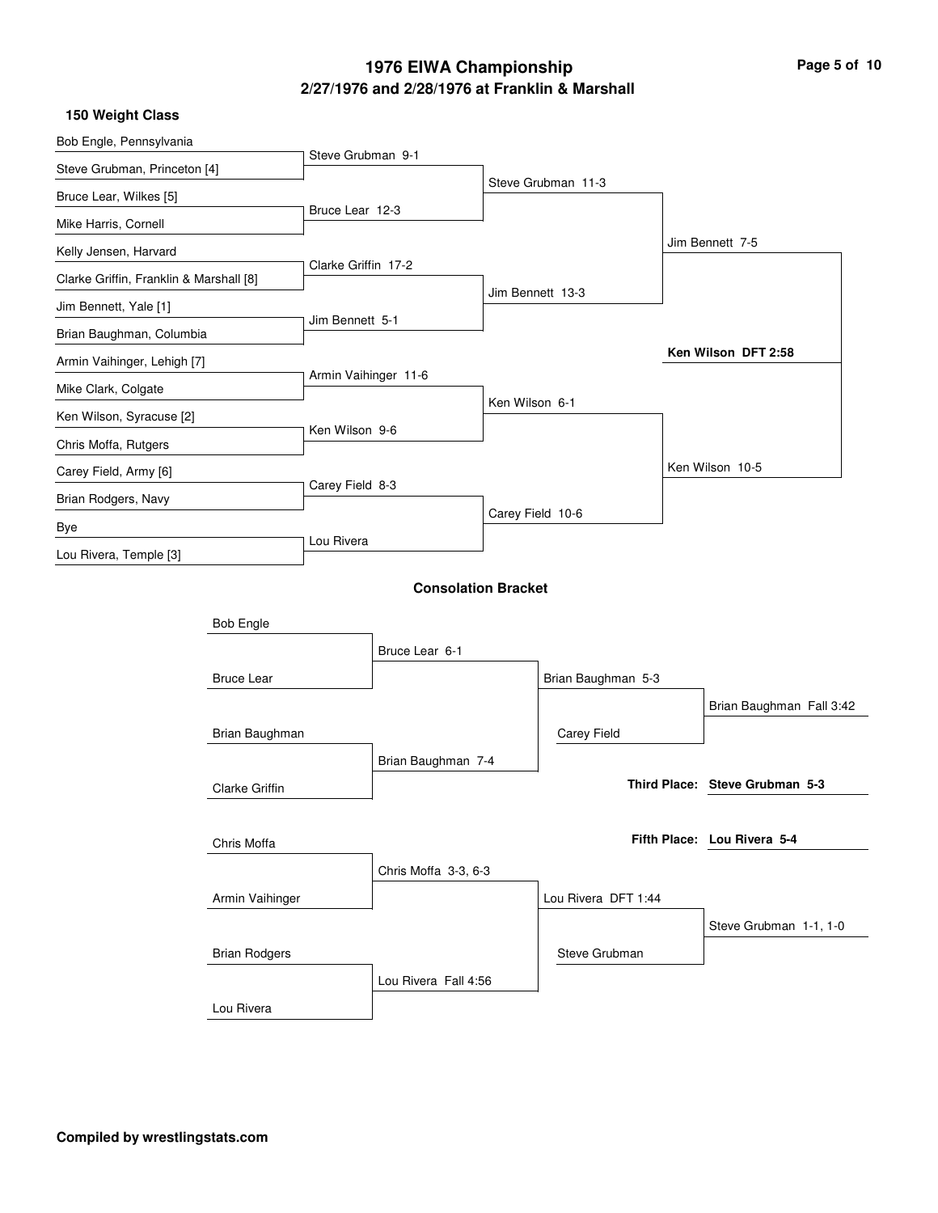# 1976 EIWA Championship

## 2/27/1976 and 2/28/1976 at Franklin & Marshall

### 150 Weight Class

**Championship Bracket**

| First Round | Quarterfinals | Semifinals | Finals |
|---|---|---|---|
| Bob Engle, Pennsylvania | | | |
| Steve Grubman, Princeton [4] | Steve Grubman 9-1 | | |
| Bruce Lear, Wilkes [5] | | | |
| Mike Harris, Cornell | Bruce Lear 12-3 | Steve Grubman 11-3 | |
| Kelly Jensen, Harvard | | | |
| Clarke Griffin, Franklin & Marshall [8] | Clarke Griffin 17-2 | | |
| Jim Bennett, Yale [1] | | | |
| Brian Baughman, Columbia | Jim Bennett 5-1 | Jim Bennett 13-3 | Jim Bennett 7-5 |
| Armin Vaihinger, Lehigh [7] | | | |
| Mike Clark, Colgate | Armin Vaihinger 11-6 | | |
| Ken Wilson, Syracuse [2] | | | |
| Chris Moffa, Rutgers | Ken Wilson 9-6 | Ken Wilson 6-1 | |
| Carey Field, Army [6] | | | |
| Brian Rodgers, Navy | Carey Field 8-3 | | |
| Bye | | | |
| Lou Rivera, Temple [3] | Lou Rivera | Carey Field 10-6 | Ken Wilson 10-5 |

**Champion: Ken Wilson DFT 2:58**

### Consolation Bracket

| Round 1 | Round 2 | Round 3 | Result |
|---|---|---|---|
| Bob Engle | | | |
| Bruce Lear | Bruce Lear 6-1 | Brian Baughman 5-3 | |
| Brian Baughman | | Carey Field | Brian Baughman Fall 3:42 |
| Clarke Griffin | Brian Baughman 7-4 | | |
| Chris Moffa | | | |
| Armin Vaihinger | Chris Moffa 3-3, 6-3 | Lou Rivera DFT 1:44 | |
| Brian Rodgers | | Steve Grubman | Steve Grubman 1-1, 1-0 |
| Lou Rivera | Lou Rivera Fall 4:56 | | |

**Third Place: Steve Grubman 5-3**

**Fifth Place: Lou Rivera 5-4**

**Compiled by wrestlingstats.com**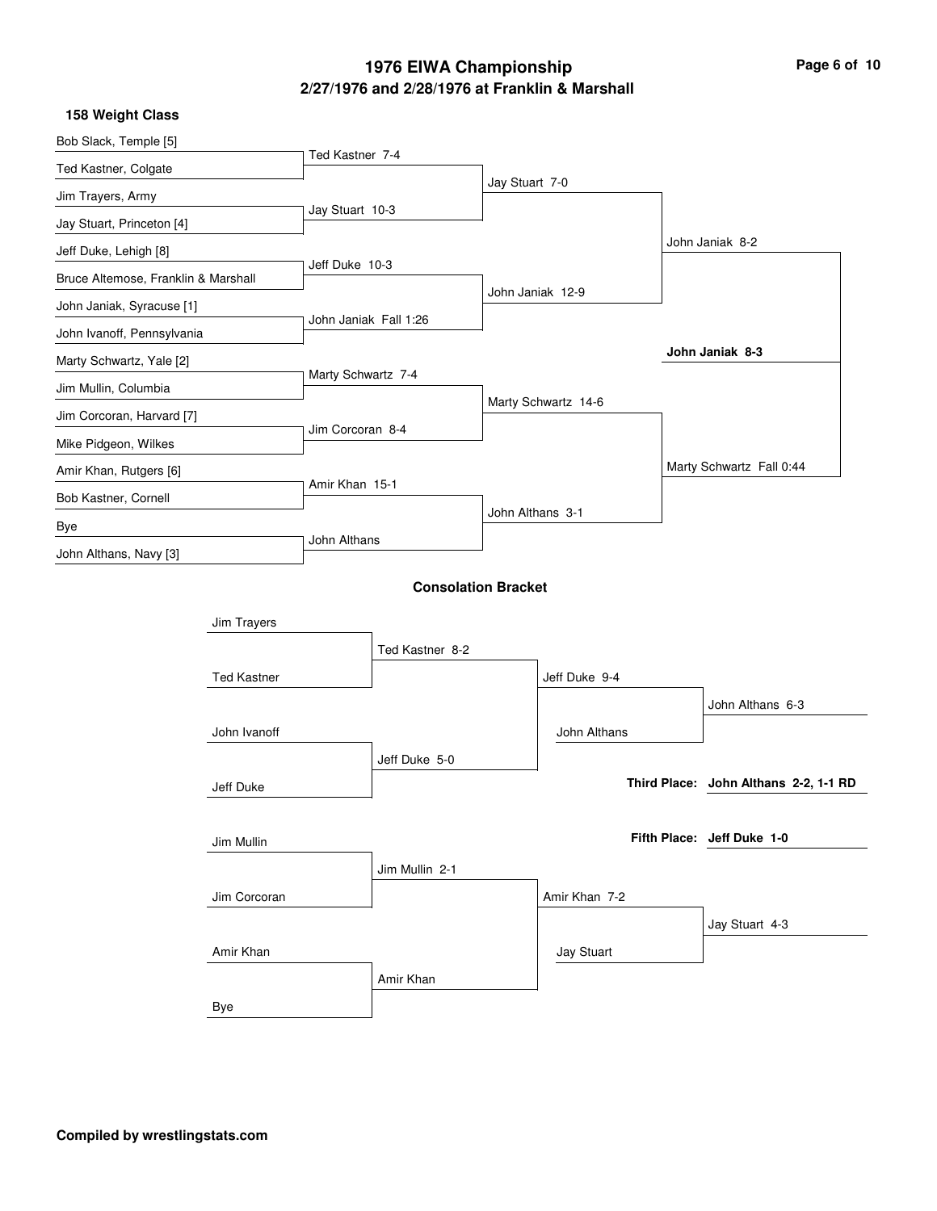# 1976 EIWA Championship

## 2/27/1976 and 2/28/1976 at Franklin & Marshall

### 158 Weight Class

**Championship Bracket**

| First Round | Quarterfinals | Semifinals | Finals | Champion |
| --- | --- | --- | --- | --- |
| Bob Slack, Temple [5] | | | | |
| Ted Kastner, Colgate | Ted Kastner 7-4 | | | |
| Jim Trayers, Army | | Jay Stuart 7-0 | | |
| Jay Stuart, Princeton [4] | Jay Stuart 10-3 | | | |
| Jeff Duke, Lehigh [8] | | | John Janiak 8-2 | |
| Bruce Altemose, Franklin & Marshall | Jeff Duke 10-3 | | | |
| John Janiak, Syracuse [1] | | John Janiak 12-9 | | |
| John Ivanoff, Pennsylvania | John Janiak Fall 1:26 | | | |
| Marty Schwartz, Yale [2] | | | | **John Janiak 8-3** |
| Jim Mullin, Columbia | Marty Schwartz 7-4 | | | |
| Jim Corcoran, Harvard [7] | | Marty Schwartz 14-6 | | |
| Mike Pidgeon, Wilkes | Jim Corcoran 8-4 | | | |
| Amir Khan, Rutgers [6] | | | Marty Schwartz Fall 0:44 | |
| Bob Kastner, Cornell | Amir Khan 15-1 | | | |
| Bye | | John Althans 3-1 | | |
| John Althans, Navy [3] | John Althans | | | |

### Consolation Bracket

| Round 1 | Round 2 | Round 3 | Final |
| --- | --- | --- | --- |
| Jim Trayers | | | |
| Ted Kastner | Ted Kastner 8-2 | | |
| | | Jeff Duke 9-4 | |
| John Ivanoff | | | John Althans 6-3 |
| Jeff Duke | Jeff Duke 5-0 | John Althans | |
| Jim Mullin | | | |
| Jim Corcoran | Jim Mullin 2-1 | | |
| | | Amir Khan 7-2 | |
| Amir Khan | | | Jay Stuart 4-3 |
| Bye | Amir Khan | Jay Stuart | |

**Third Place: John Althans 2-2, 1-1 RD**

**Fifth Place: Jeff Duke 1-0**

**Compiled by wrestlingstats.com**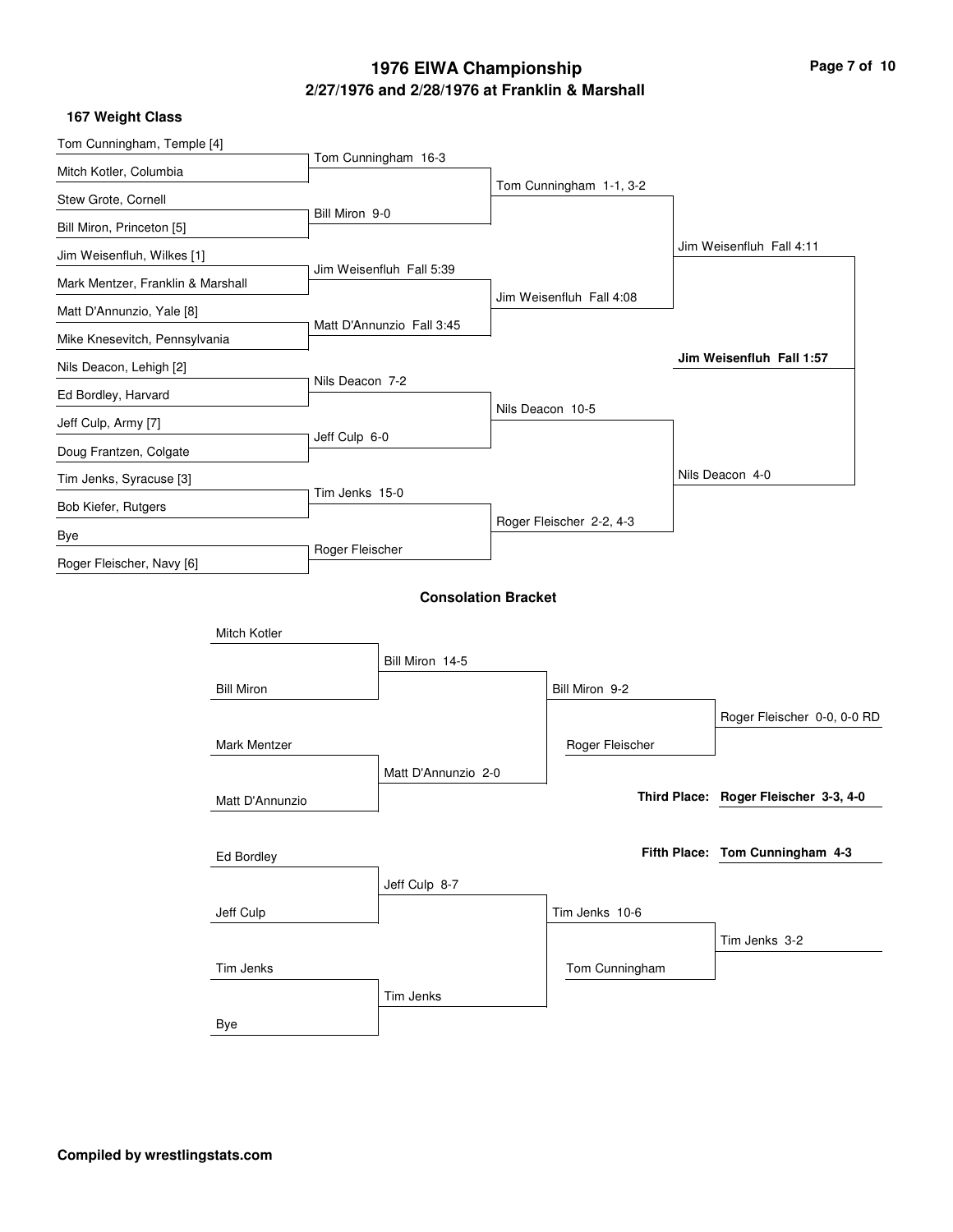# 1976 EIWA Championship

## 2/27/1976 and 2/28/1976 at Franklin & Marshall

### 167 Weight Class

**First Round**

- Tom Cunningham, Temple [4] vs. Mitch Kotler, Columbia — Tom Cunningham 16-3
- Stew Grote, Cornell vs. Bill Miron, Princeton [5] — Bill Miron 9-0
- Jim Weisenfluh, Wilkes [1] vs. Mark Mentzer, Franklin & Marshall — Jim Weisenfluh Fall 5:39
- Matt D'Annunzio, Yale [8] vs. Mike Knesevitch, Pennsylvania — Matt D'Annunzio Fall 3:45
- Nils Deacon, Lehigh [2] vs. Ed Bordley, Harvard — Nils Deacon 7-2
- Jeff Culp, Army [7] vs. Doug Frantzen, Colgate — Jeff Culp 6-0
- Tim Jenks, Syracuse [3] vs. Bob Kiefer, Rutgers — Tim Jenks 15-0
- Bye vs. Roger Fleischer, Navy [6] — Roger Fleischer

**Quarterfinals**

- Tom Cunningham 1-1, 3-2
- Jim Weisenfluh Fall 4:08
- Nils Deacon 10-5
- Roger Fleischer 2-2, 4-3

**Semifinals**

- Jim Weisenfluh Fall 4:11
- Nils Deacon 4-0

**Final**

- **Jim Weisenfluh Fall 1:57**

### Consolation Bracket

- Mitch Kotler vs. Bill Miron — Bill Miron 14-5
- Mark Mentzer vs. Matt D'Annunzio — Matt D'Annunzio 2-0
- Bill Miron vs. Matt D'Annunzio — Bill Miron 9-2
- Bill Miron vs. Roger Fleischer — Roger Fleischer 0-0, 0-0 RD
- Ed Bordley vs. Jeff Culp — Jeff Culp 8-7
- Tim Jenks vs. Bye — Tim Jenks
- Jeff Culp vs. Tim Jenks — Tim Jenks 10-6
- Tim Jenks vs. Tom Cunningham — Tim Jenks 3-2

**Third Place:** Roger Fleischer 3-3, 4-0

**Fifth Place:** Tom Cunningham 4-3

**Compiled by wrestlingstats.com**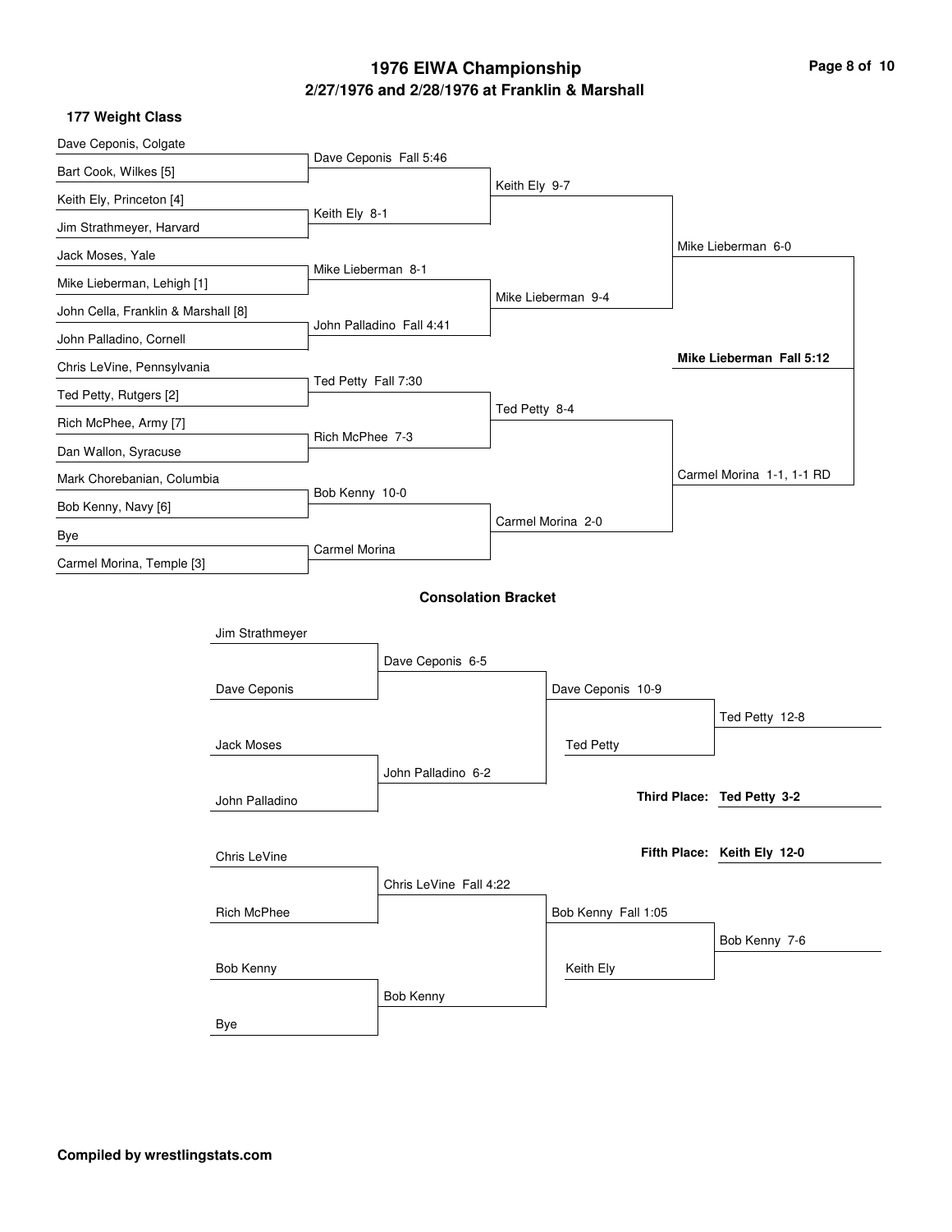# 1976 EIWA Championship

## 2/27/1976 and 2/28/1976 at Franklin & Marshall

### 177 Weight Class

**Championship Bracket**

First round:

- Dave Ceponis, Colgate vs. Bart Cook, Wilkes [5] — Dave Ceponis Fall 5:46
- Keith Ely, Princeton [4] vs. Jim Strathmeyer, Harvard — Keith Ely 8-1
- Jack Moses, Yale vs. Mike Lieberman, Lehigh [1] — Mike Lieberman 8-1
- John Cella, Franklin & Marshall [8] vs. John Palladino, Cornell — John Palladino Fall 4:41
- Chris LeVine, Pennsylvania vs. Ted Petty, Rutgers [2] — Ted Petty Fall 7:30
- Rich McPhee, Army [7] vs. Dan Wallon, Syracuse — Rich McPhee 7-3
- Mark Chorebanian, Columbia vs. Bob Kenny, Navy [6] — Bob Kenny 10-0
- Bye vs. Carmel Morina, Temple [3] — Carmel Morina

Quarterfinals:

- Keith Ely 9-7
- Mike Lieberman 9-4
- Ted Petty 8-4
- Carmel Morina 2-0

Semifinals:

- Mike Lieberman 6-0
- Carmel Morina 1-1, 1-1 RD

Final:

- **Mike Lieberman Fall 5:12**

### Consolation Bracket

- Jim Strathmeyer vs. Dave Ceponis — Dave Ceponis 6-5
- Jack Moses vs. John Palladino — John Palladino 6-2
- Dave Ceponis vs. John Palladino — Dave Ceponis 10-9
- Dave Ceponis vs. Ted Petty — Ted Petty 12-8
- Chris LeVine vs. Rich McPhee — Chris LeVine Fall 4:22
- Bob Kenny vs. Bye — Bob Kenny
- Chris LeVine vs. Bob Kenny — Bob Kenny Fall 1:05
- Bob Kenny vs. Keith Ely — Bob Kenny 7-6

**Third Place: Ted Petty 3-2**

**Fifth Place: Keith Ely 12-0**

**Compiled by wrestlingstats.com**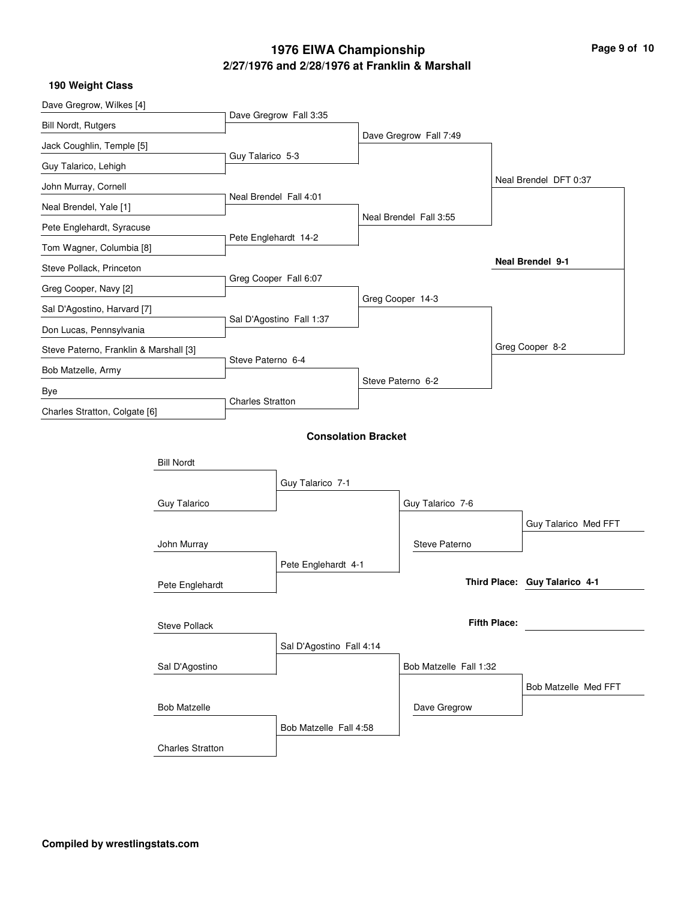# 1976 EIWA Championship

## 2/27/1976 and 2/28/1976 at Franklin & Marshall

### 190 Weight Class

**Championship Bracket**

| First Round | Quarterfinals | Semifinals | Finals |
| --- | --- | --- | --- |
| Dave Gregrow, Wilkes [4] vs. Bill Nordt, Rutgers | Dave Gregrow Fall 3:35 | | |
| Jack Coughlin, Temple [5] vs. Guy Talarico, Lehigh | Guy Talarico 5-3 | Dave Gregrow Fall 7:49 | |
| John Murray, Cornell vs. Neal Brendel, Yale [1] | Neal Brendel Fall 4:01 | | |
| Pete Englehardt, Syracuse vs. Tom Wagner, Columbia [8] | Pete Englehardt 14-2 | Neal Brendel Fall 3:55 | Neal Brendel DFT 0:37 |
| Steve Pollack, Princeton vs. Greg Cooper, Navy [2] | Greg Cooper Fall 6:07 | | |
| Sal D'Agostino, Harvard [7] vs. Don Lucas, Pennsylvania | Sal D'Agostino Fall 1:37 | Greg Cooper 14-3 | |
| Steve Paterno, Franklin & Marshall [3] vs. Bob Matzelle, Army | Steve Paterno 6-4 | | |
| Bye vs. Charles Stratton, Colgate [6] | Charles Stratton | Steve Paterno 6-2 | Greg Cooper 8-2 |

**Champion: Neal Brendel 9-1**

### Consolation Bracket

| Round 1 | Round 2 | Round 3 | Final |
| --- | --- | --- | --- |
| Bill Nordt vs. Guy Talarico | Guy Talarico 7-1 | | |
| John Murray vs. Pete Englehardt | Pete Englehardt 4-1 | Guy Talarico 7-6 | |
| | | Steve Paterno | Guy Talarico Med FFT |
| Steve Pollack vs. Sal D'Agostino | Sal D'Agostino Fall 4:14 | | |
| Bob Matzelle vs. Charles Stratton | Bob Matzelle Fall 4:58 | Bob Matzelle Fall 1:32 | |
| | | Dave Gregrow | Bob Matzelle Med FFT |

**Third Place:** **Guy Talarico 4-1**

**Fifth Place:**

**Compiled by wrestlingstats.com**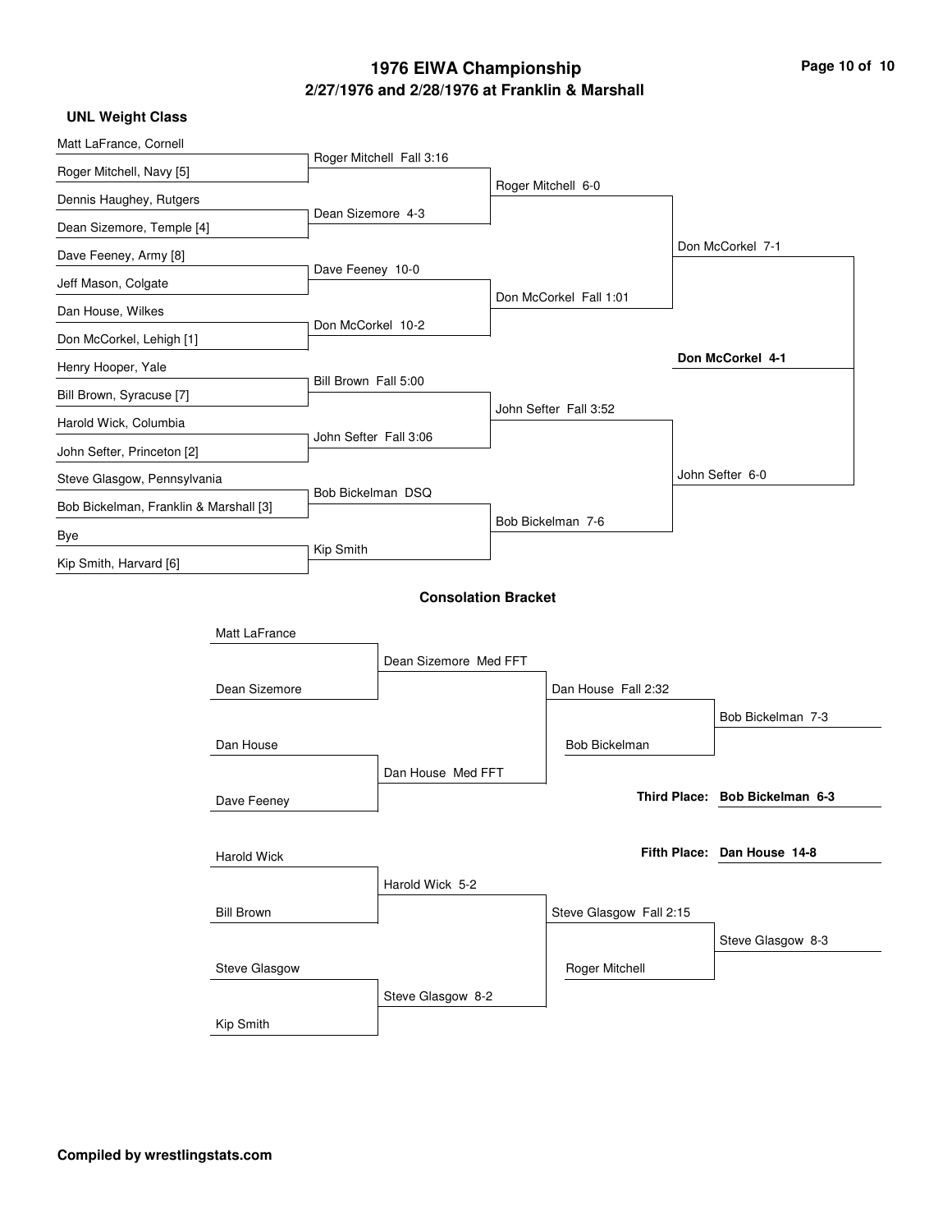# 1976 EIWA Championship

## 2/27/1976 and 2/28/1976 at Franklin & Marshall

### UNL Weight Class

**First Round**

- Matt LaFrance, Cornell vs. Roger Mitchell, Navy [5] — Roger Mitchell Fall 3:16
- Dennis Haughey, Rutgers vs. Dean Sizemore, Temple [4] — Dean Sizemore 4-3
- Dave Feeney, Army [8] vs. Jeff Mason, Colgate — Dave Feeney 10-0
- Dan House, Wilkes vs. Don McCorkel, Lehigh [1] — Don McCorkel 10-2
- Henry Hooper, Yale vs. Bill Brown, Syracuse [7] — Bill Brown Fall 5:00
- Harold Wick, Columbia vs. John Sefter, Princeton [2] — John Sefter Fall 3:06
- Steve Glasgow, Pennsylvania vs. Bob Bickelman, Franklin & Marshall [3] — Bob Bickelman DSQ
- Bye vs. Kip Smith, Harvard [6] — Kip Smith

**Quarterfinals**

- Roger Mitchell 6-0
- Don McCorkel Fall 1:01
- John Sefter Fall 3:52
- Bob Bickelman 7-6

**Semifinals**

- Don McCorkel 7-1
- John Sefter 6-0

**Final**

- **Don McCorkel 4-1**

### Consolation Bracket

- Matt LaFrance vs. Dean Sizemore — Dean Sizemore Med FFT
- Dan House vs. Dave Feeney — Dan House Med FFT
- Dean Sizemore vs. Dan House — Dan House Fall 2:32
- Dan House vs. Bob Bickelman — Bob Bickelman 7-3
- Harold Wick vs. Bill Brown — Harold Wick 5-2
- Steve Glasgow vs. Kip Smith — Steve Glasgow 8-2
- Harold Wick vs. Steve Glasgow — Steve Glasgow Fall 2:15
- Steve Glasgow vs. Roger Mitchell — Steve Glasgow 8-3

**Third Place: Bob Bickelman 6-3**

**Fifth Place: Dan House 14-8**

**Compiled by wrestlingstats.com**